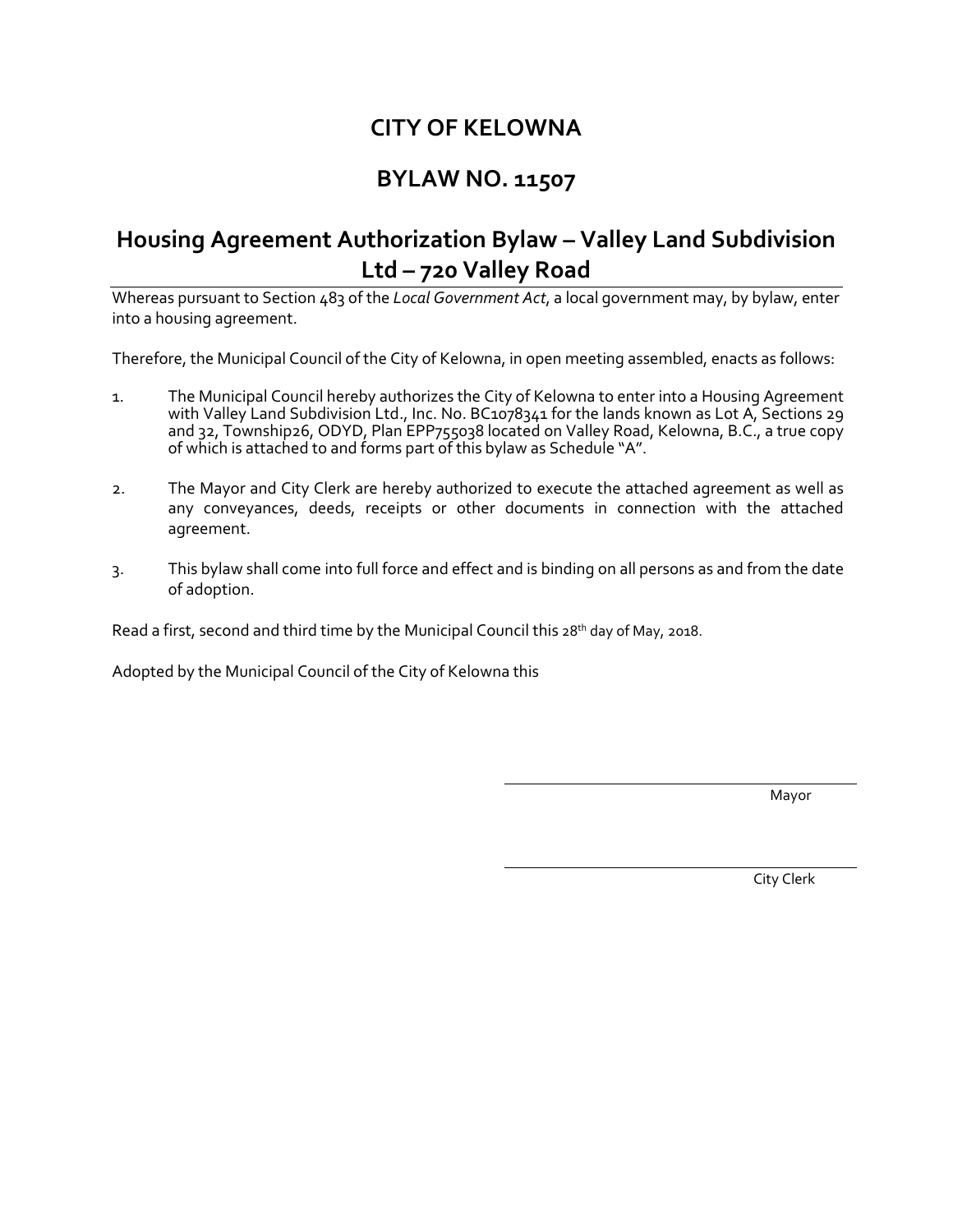# CITY OF KELOWNA

# BYLAW NO. 11507

## Housing Agreement Authorization Bylaw – Valley Land Subdivision Ltd – 720 Valley Road

Whereas pursuant to Section 483 of the *Local Government Act*, a local government may, by bylaw, enter into a housing agreement.

Therefore, the Municipal Council of the City of Kelowna, in open meeting assembled, enacts as follows:

1. The Municipal Council hereby authorizes the City of Kelowna to enter into a Housing Agreement with Valley Land Subdivision Ltd., Inc. No. BC1078341 for the lands known as Lot A, Sections 29 and 32, Township26, ODYD, Plan EPP755038 located on Valley Road, Kelowna, B.C., a true copy of which is attached to and forms part of this bylaw as Schedule "A".

2. The Mayor and City Clerk are hereby authorized to execute the attached agreement as well as any conveyances, deeds, receipts or other documents in connection with the attached agreement.

3. This bylaw shall come into full force and effect and is binding on all persons as and from the date of adoption.

Read a first, second and third time by the Municipal Council this 28th day of May, 2018.

Adopted by the Municipal Council of the City of Kelowna this

Mayor

City Clerk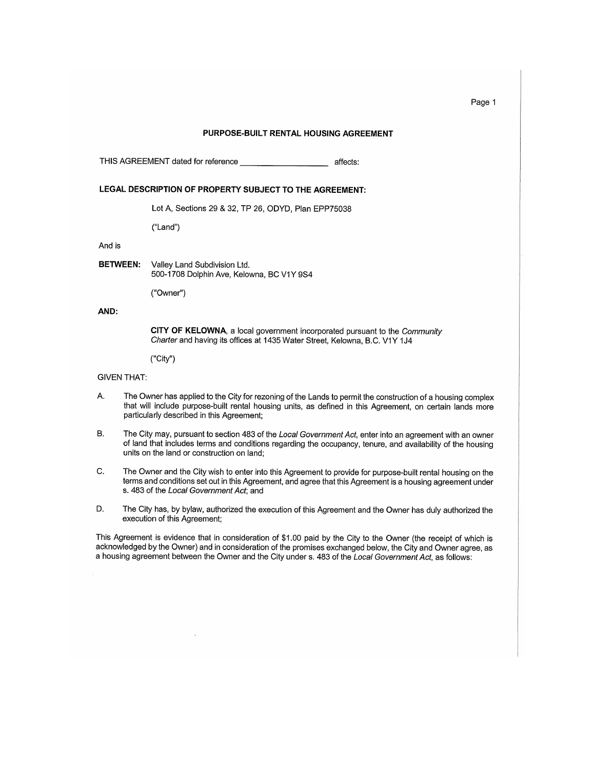## PURPOSE-BUILT RENTAL HOUSING AGREEMENT

THIS AGREEMENT dated for reference ____________________ affects:

**LEGAL DESCRIPTION OF PROPERTY SUBJECT TO THE AGREEMENT:**

Lot A, Sections 29 & 32, TP 26, ODYD, Plan EPP75038

("Land")

And is

**BETWEEN:** Valley Land Subdivision Ltd.
500-1708 Dolphin Ave, Kelowna, BC V1Y 9S4

("Owner")

**AND:**

**CITY OF KELOWNA**, a local government incorporated pursuant to the *Community Charter* and having its offices at 1435 Water Street, Kelowna, B.C. V1Y 1J4

("City")

GIVEN THAT:

A. The Owner has applied to the City for rezoning of the Lands to permit the construction of a housing complex that will include purpose-built rental housing units, as defined in this Agreement, on certain lands more particularly described in this Agreement;

B. The City may, pursuant to section 483 of the *Local Government Act*, enter into an agreement with an owner of land that includes terms and conditions regarding the occupancy, tenure, and availability of the housing units on the land or construction on land;

C. The Owner and the City wish to enter into this Agreement to provide for purpose-built rental housing on the terms and conditions set out in this Agreement, and agree that this Agreement is a housing agreement under s. 483 of the *Local Government Act*; and

D. The City has, by bylaw, authorized the execution of this Agreement and the Owner has duly authorized the execution of this Agreement;

This Agreement is evidence that in consideration of $1.00 paid by the City to the Owner (the receipt of which is acknowledged by the Owner) and in consideration of the promises exchanged below, the City and Owner agree, as a housing agreement between the Owner and the City under s. 483 of the *Local Government Act*, as follows: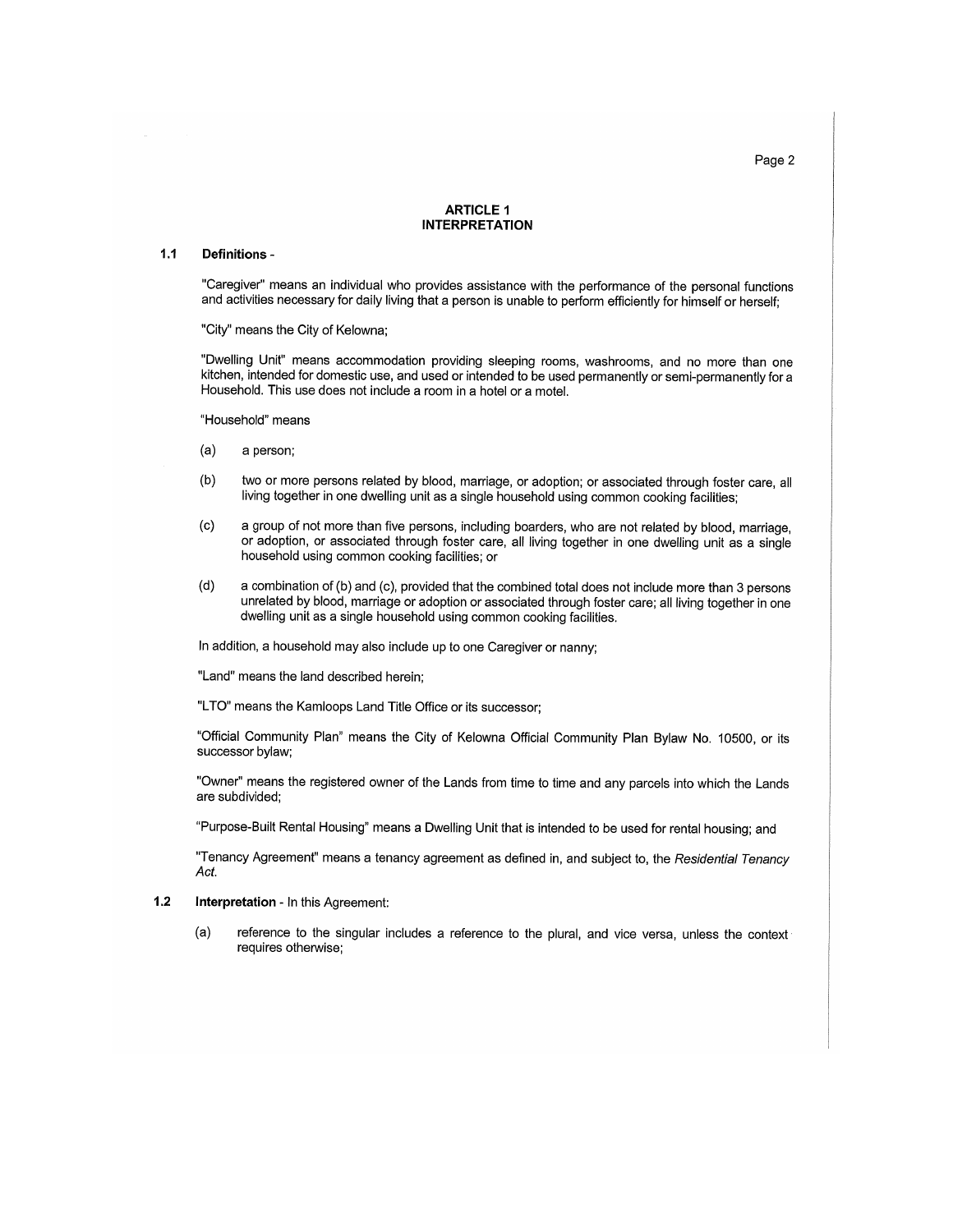## ARTICLE 1
## INTERPRETATION

**1.1 Definitions** -

"Caregiver" means an individual who provides assistance with the performance of the personal functions and activities necessary for daily living that a person is unable to perform efficiently for himself or herself;

"City" means the City of Kelowna;

"Dwelling Unit" means accommodation providing sleeping rooms, washrooms, and no more than one kitchen, intended for domestic use, and used or intended to be used permanently or semi-permanently for a Household. This use does not include a room in a hotel or a motel.

"Household" means

(a) a person;

(b) two or more persons related by blood, marriage, or adoption; or associated through foster care, all living together in one dwelling unit as a single household using common cooking facilities;

(c) a group of not more than five persons, including boarders, who are not related by blood, marriage, or adoption, or associated through foster care, all living together in one dwelling unit as a single household using common cooking facilities; or

(d) a combination of (b) and (c), provided that the combined total does not include more than 3 persons unrelated by blood, marriage or adoption or associated through foster care; all living together in one dwelling unit as a single household using common cooking facilities.

In addition, a household may also include up to one Caregiver or nanny;

"Land" means the land described herein;

"LTO" means the Kamloops Land Title Office or its successor;

"Official Community Plan" means the City of Kelowna Official Community Plan Bylaw No. 10500, or its successor bylaw;

"Owner" means the registered owner of the Lands from time to time and any parcels into which the Lands are subdivided;

"Purpose-Built Rental Housing" means a Dwelling Unit that is intended to be used for rental housing; and

"Tenancy Agreement" means a tenancy agreement as defined in, and subject to, the *Residential Tenancy Act*.

**1.2 Interpretation** - In this Agreement:

(a) reference to the singular includes a reference to the plural, and vice versa, unless the context requires otherwise;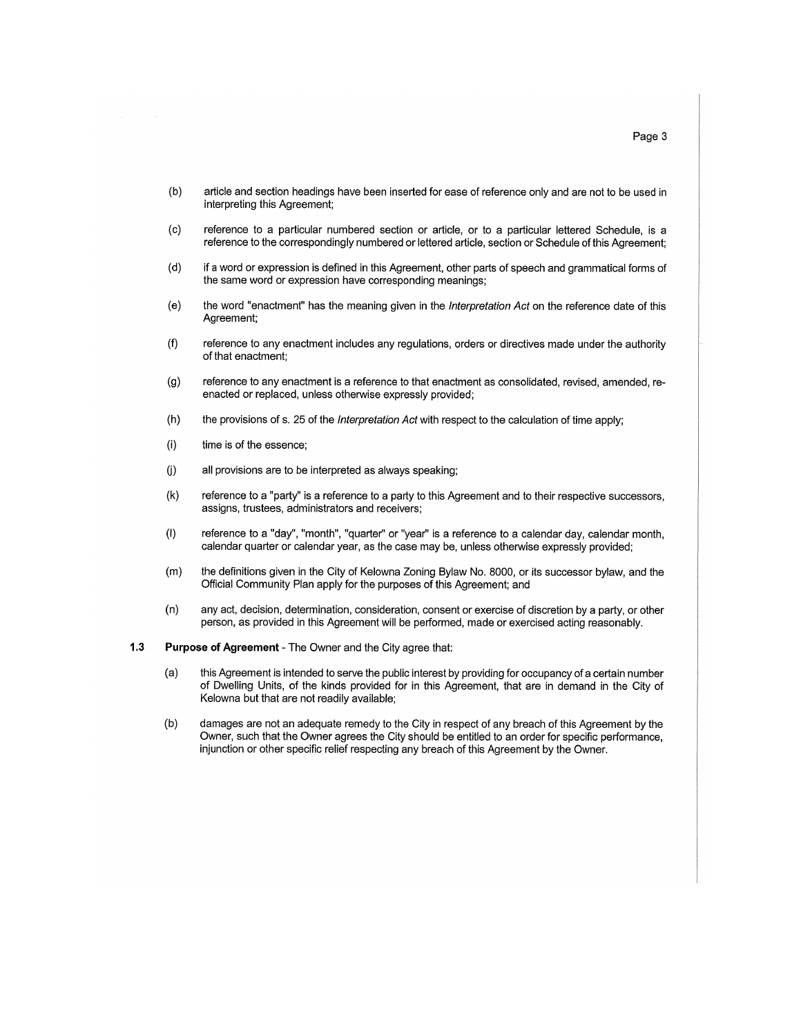(b) article and section headings have been inserted for ease of reference only and are not to be used in interpreting this Agreement;

(c) reference to a particular numbered section or article, or to a particular lettered Schedule, is a reference to the correspondingly numbered or lettered article, section or Schedule of this Agreement;

(d) if a word or expression is defined in this Agreement, other parts of speech and grammatical forms of the same word or expression have corresponding meanings;

(e) the word "enactment" has the meaning given in the *Interpretation Act* on the reference date of this Agreement;

(f) reference to any enactment includes any regulations, orders or directives made under the authority of that enactment;

(g) reference to any enactment is a reference to that enactment as consolidated, revised, amended, re-enacted or replaced, unless otherwise expressly provided;

(h) the provisions of s. 25 of the *Interpretation Act* with respect to the calculation of time apply;

(i) time is of the essence;

(j) all provisions are to be interpreted as always speaking;

(k) reference to a "party" is a reference to a party to this Agreement and to their respective successors, assigns, trustees, administrators and receivers;

(l) reference to a "day", "month", "quarter" or "year" is a reference to a calendar day, calendar month, calendar quarter or calendar year, as the case may be, unless otherwise expressly provided;

(m) the definitions given in the City of Kelowna Zoning Bylaw No. 8000, or its successor bylaw, and the Official Community Plan apply for the purposes of this Agreement; and

(n) any act, decision, determination, consideration, consent or exercise of discretion by a party, or other person, as provided in this Agreement will be performed, made or exercised acting reasonably.

**1.3 Purpose of Agreement** - The Owner and the City agree that:

(a) this Agreement is intended to serve the public interest by providing for occupancy of a certain number of Dwelling Units, of the kinds provided for in this Agreement, that are in demand in the City of Kelowna but that are not readily available;

(b) damages are not an adequate remedy to the City in respect of any breach of this Agreement by the Owner, such that the Owner agrees the City should be entitled to an order for specific performance, injunction or other specific relief respecting any breach of this Agreement by the Owner.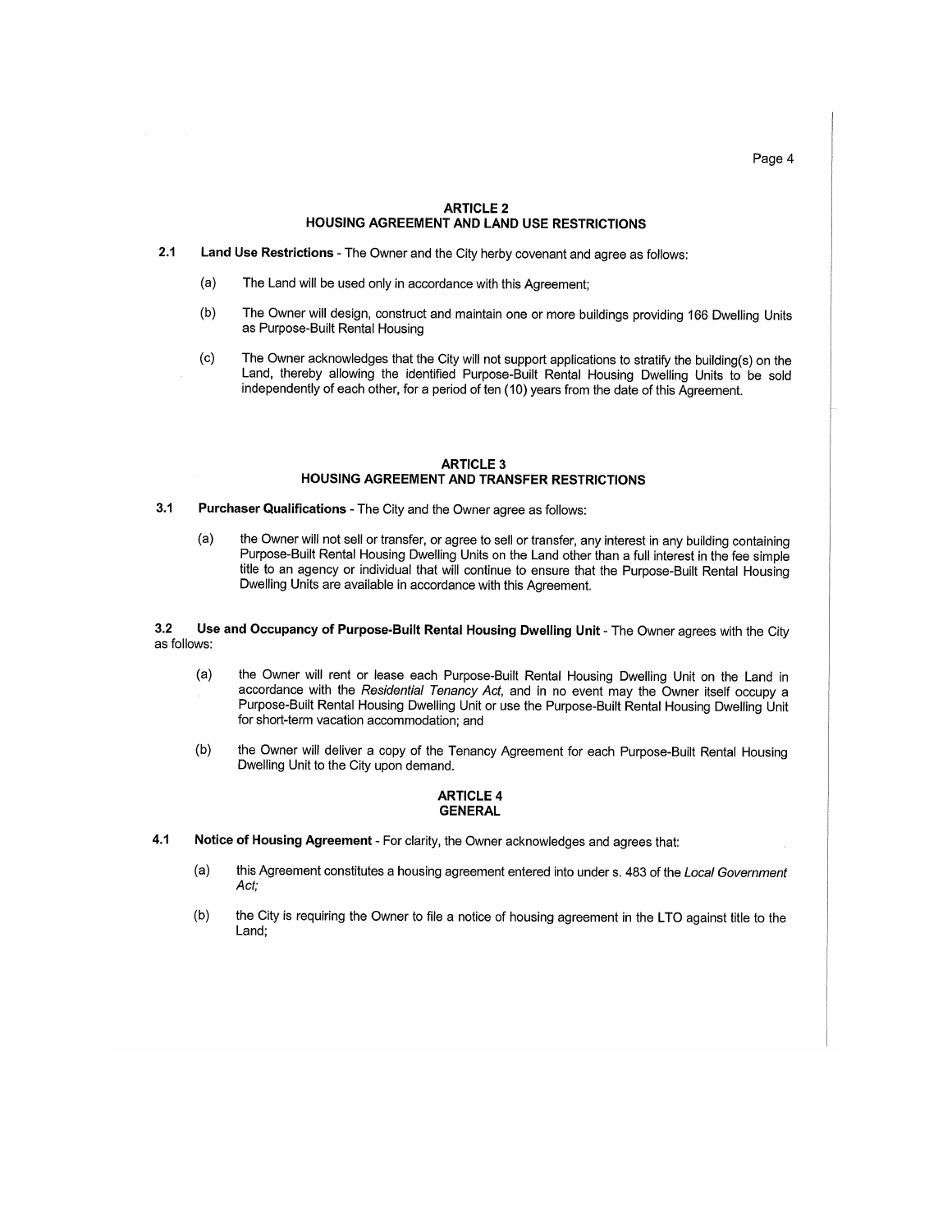## ARTICLE 2
## HOUSING AGREEMENT AND LAND USE RESTRICTIONS

**2.1 Land Use Restrictions** - The Owner and the City herby covenant and agree as follows:

(a) The Land will be used only in accordance with this Agreement;

(b) The Owner will design, construct and maintain one or more buildings providing 166 Dwelling Units as Purpose-Built Rental Housing

(c) The Owner acknowledges that the City will not support applications to stratify the building(s) on the Land, thereby allowing the identified Purpose-Built Rental Housing Dwelling Units to be sold independently of each other, for a period of ten (10) years from the date of this Agreement.

## ARTICLE 3
## HOUSING AGREEMENT AND TRANSFER RESTRICTIONS

**3.1 Purchaser Qualifications** - The City and the Owner agree as follows:

(a) the Owner will not sell or transfer, or agree to sell or transfer, any interest in any building containing Purpose-Built Rental Housing Dwelling Units on the Land other than a full interest in the fee simple title to an agency or individual that will continue to ensure that the Purpose-Built Rental Housing Dwelling Units are available in accordance with this Agreement.

**3.2 Use and Occupancy of Purpose-Built Rental Housing Dwelling Unit** - The Owner agrees with the City as follows:

(a) the Owner will rent or lease each Purpose-Built Rental Housing Dwelling Unit on the Land in accordance with the *Residential Tenancy Act*, and in no event may the Owner itself occupy a Purpose-Built Rental Housing Dwelling Unit or use the Purpose-Built Rental Housing Dwelling Unit for short-term vacation accommodation; and

(b) the Owner will deliver a copy of the Tenancy Agreement for each Purpose-Built Rental Housing Dwelling Unit to the City upon demand.

## ARTICLE 4
## GENERAL

**4.1 Notice of Housing Agreement** - For clarity, the Owner acknowledges and agrees that:

(a) this Agreement constitutes a housing agreement entered into under s. 483 of the *Local Government Act;*

(b) the City is requiring the Owner to file a notice of housing agreement in the LTO against title to the Land;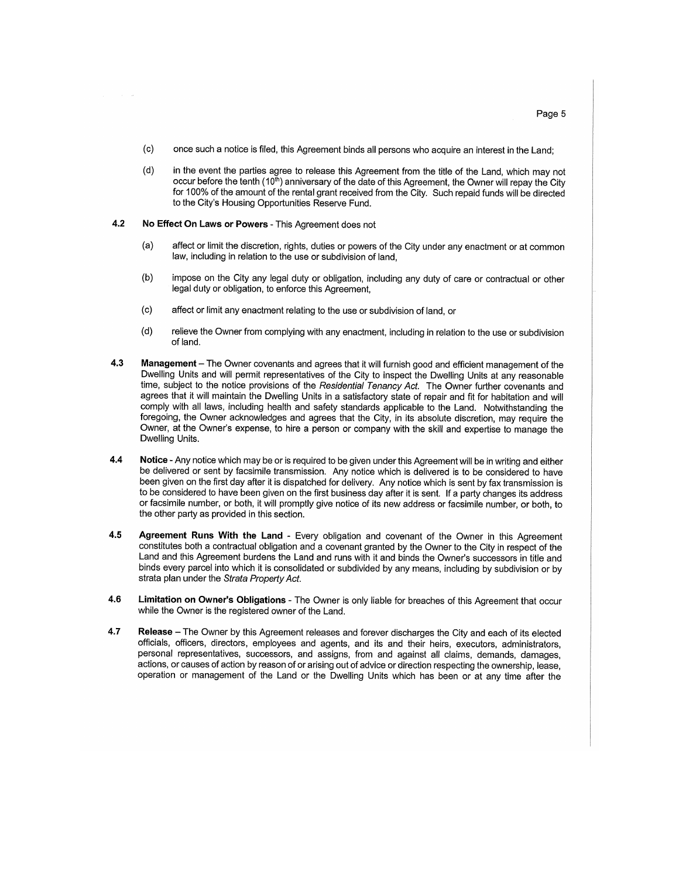(c) once such a notice is filed, this Agreement binds all persons who acquire an interest in the Land;

(d) in the event the parties agree to release this Agreement from the title of the Land, which may not occur before the tenth (10th) anniversary of the date of this Agreement, the Owner will repay the City for 100% of the amount of the rental grant received from the City. Such repaid funds will be directed to the City's Housing Opportunities Reserve Fund.

**4.2 No Effect On Laws or Powers** - This Agreement does not

(a) affect or limit the discretion, rights, duties or powers of the City under any enactment or at common law, including in relation to the use or subdivision of land,

(b) impose on the City any legal duty or obligation, including any duty of care or contractual or other legal duty or obligation, to enforce this Agreement,

(c) affect or limit any enactment relating to the use or subdivision of land, or

(d) relieve the Owner from complying with any enactment, including in relation to the use or subdivision of land.

**4.3 Management** – The Owner covenants and agrees that it will furnish good and efficient management of the Dwelling Units and will permit representatives of the City to inspect the Dwelling Units at any reasonable time, subject to the notice provisions of the *Residential Tenancy Act*. The Owner further covenants and agrees that it will maintain the Dwelling Units in a satisfactory state of repair and fit for habitation and will comply with all laws, including health and safety standards applicable to the Land. Notwithstanding the foregoing, the Owner acknowledges and agrees that the City, in its absolute discretion, may require the Owner, at the Owner's expense, to hire a person or company with the skill and expertise to manage the Dwelling Units.

**4.4 Notice** - Any notice which may be or is required to be given under this Agreement will be in writing and either be delivered or sent by facsimile transmission. Any notice which is delivered is to be considered to have been given on the first day after it is dispatched for delivery. Any notice which is sent by fax transmission is to be considered to have been given on the first business day after it is sent. If a party changes its address or facsimile number, or both, it will promptly give notice of its new address or facsimile number, or both, to the other party as provided in this section.

**4.5 Agreement Runs With the Land** - Every obligation and covenant of the Owner in this Agreement constitutes both a contractual obligation and a covenant granted by the Owner to the City in respect of the Land and this Agreement burdens the Land and runs with it and binds the Owner's successors in title and binds every parcel into which it is consolidated or subdivided by any means, including by subdivision or by strata plan under the *Strata Property Act*.

**4.6 Limitation on Owner's Obligations** - The Owner is only liable for breaches of this Agreement that occur while the Owner is the registered owner of the Land.

**4.7 Release** – The Owner by this Agreement releases and forever discharges the City and each of its elected officials, officers, directors, employees and agents, and its and their heirs, executors, administrators, personal representatives, successors, and assigns, from and against all claims, demands, damages, actions, or causes of action by reason of or arising out of advice or direction respecting the ownership, lease, operation or management of the Land or the Dwelling Units which has been or at any time after the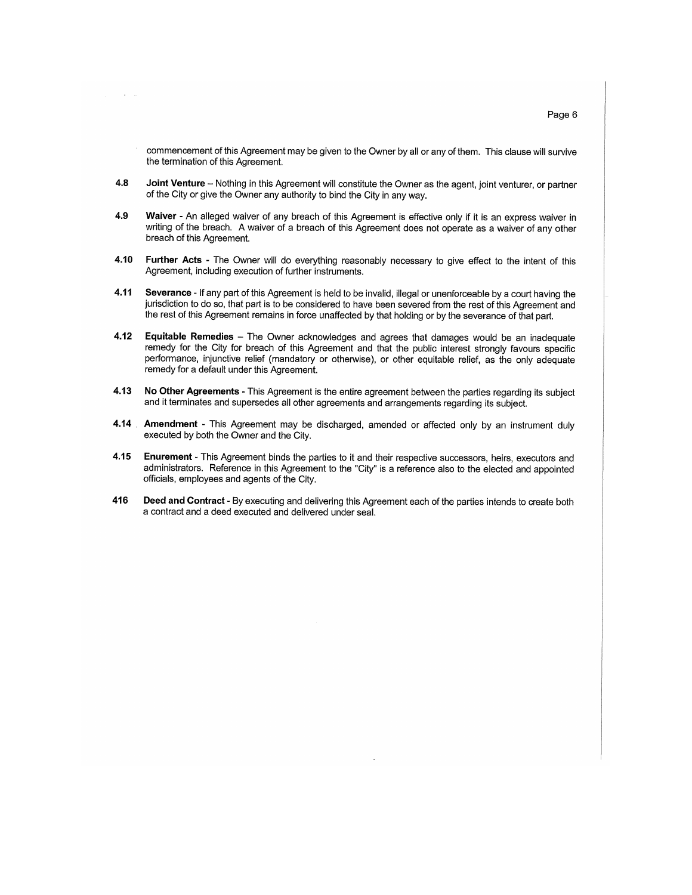commencement of this Agreement may be given to the Owner by all or any of them. This clause will survive the termination of this Agreement.

**4.8** **Joint Venture** – Nothing in this Agreement will constitute the Owner as the agent, joint venturer, or partner of the City or give the Owner any authority to bind the City in any way.

**4.9** **Waiver** - An alleged waiver of any breach of this Agreement is effective only if it is an express waiver in writing of the breach. A waiver of a breach of this Agreement does not operate as a waiver of any other breach of this Agreement.

**4.10** **Further Acts** - The Owner will do everything reasonably necessary to give effect to the intent of this Agreement, including execution of further instruments.

**4.11** **Severance** - If any part of this Agreement is held to be invalid, illegal or unenforceable by a court having the jurisdiction to do so, that part is to be considered to have been severed from the rest of this Agreement and the rest of this Agreement remains in force unaffected by that holding or by the severance of that part.

**4.12** **Equitable Remedies** – The Owner acknowledges and agrees that damages would be an inadequate remedy for the City for breach of this Agreement and that the public interest strongly favours specific performance, injunctive relief (mandatory or otherwise), or other equitable relief, as the only adequate remedy for a default under this Agreement.

**4.13** **No Other Agreements** - This Agreement is the entire agreement between the parties regarding its subject and it terminates and supersedes all other agreements and arrangements regarding its subject.

**4.14** **Amendment** - This Agreement may be discharged, amended or affected only by an instrument duly executed by both the Owner and the City.

**4.15** **Enurement** - This Agreement binds the parties to it and their respective successors, heirs, executors and administrators. Reference in this Agreement to the "City" is a reference also to the elected and appointed officials, employees and agents of the City.

**416** **Deed and Contract** - By executing and delivering this Agreement each of the parties intends to create both a contract and a deed executed and delivered under seal.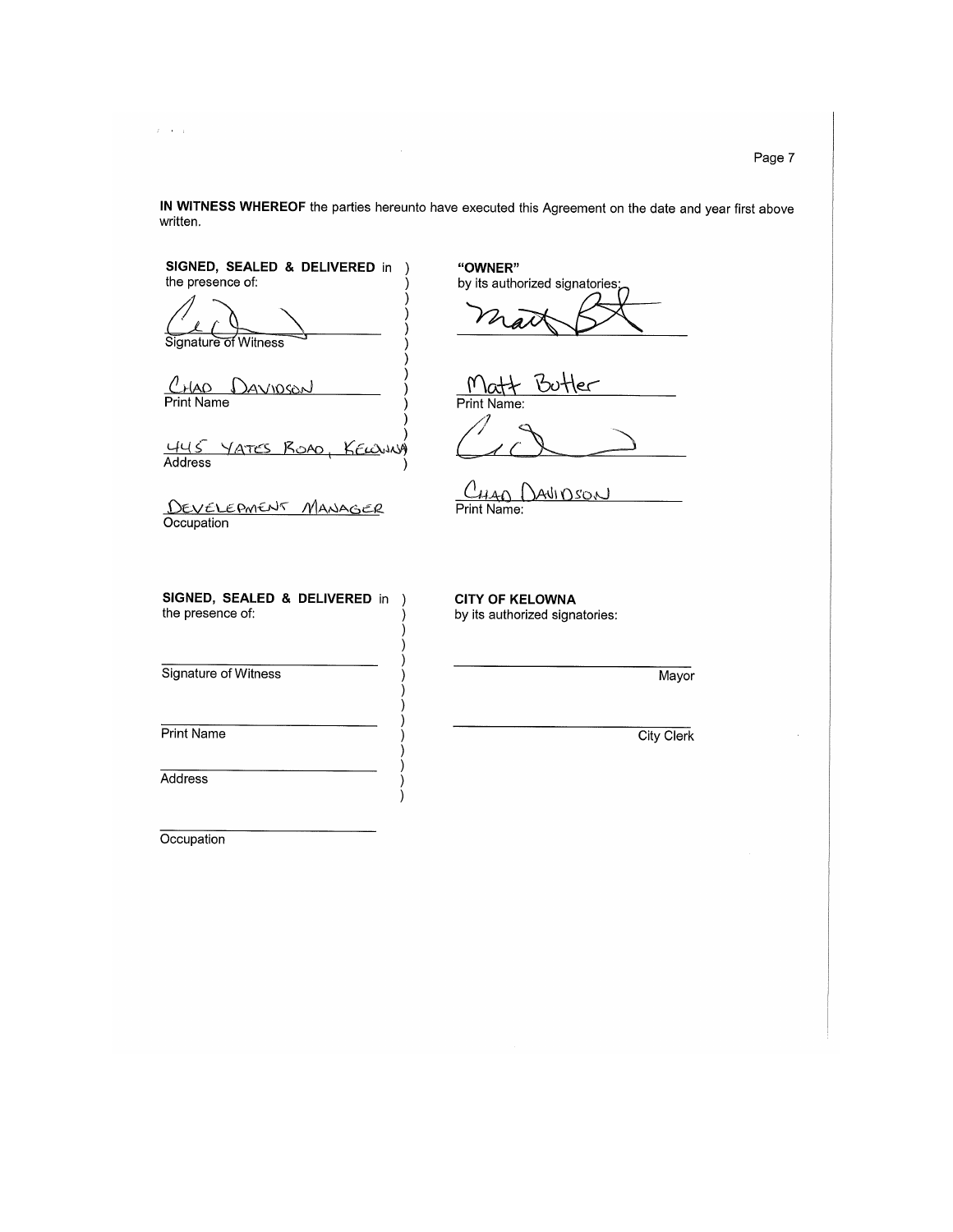**IN WITNESS WHEREOF** the parties hereunto have executed this Agreement on the date and year first above written.

**SIGNED, SEALED & DELIVERED** in the presence of:

Signature of Witness

CHAD DAVIDSON
Print Name

445 YATES ROAD, KELOWNA
Address

DEVELEPMENT MANAGER
Occupation

**"OWNER"**
by its authorized signatories:

Matt Butler
Print Name:

CHAD DAVIDSON
Print Name:

**SIGNED, SEALED & DELIVERED** in the presence of:

Signature of Witness

Print Name

Address

Occupation

**CITY OF KELOWNA**
by its authorized signatories:

Mayor

City Clerk